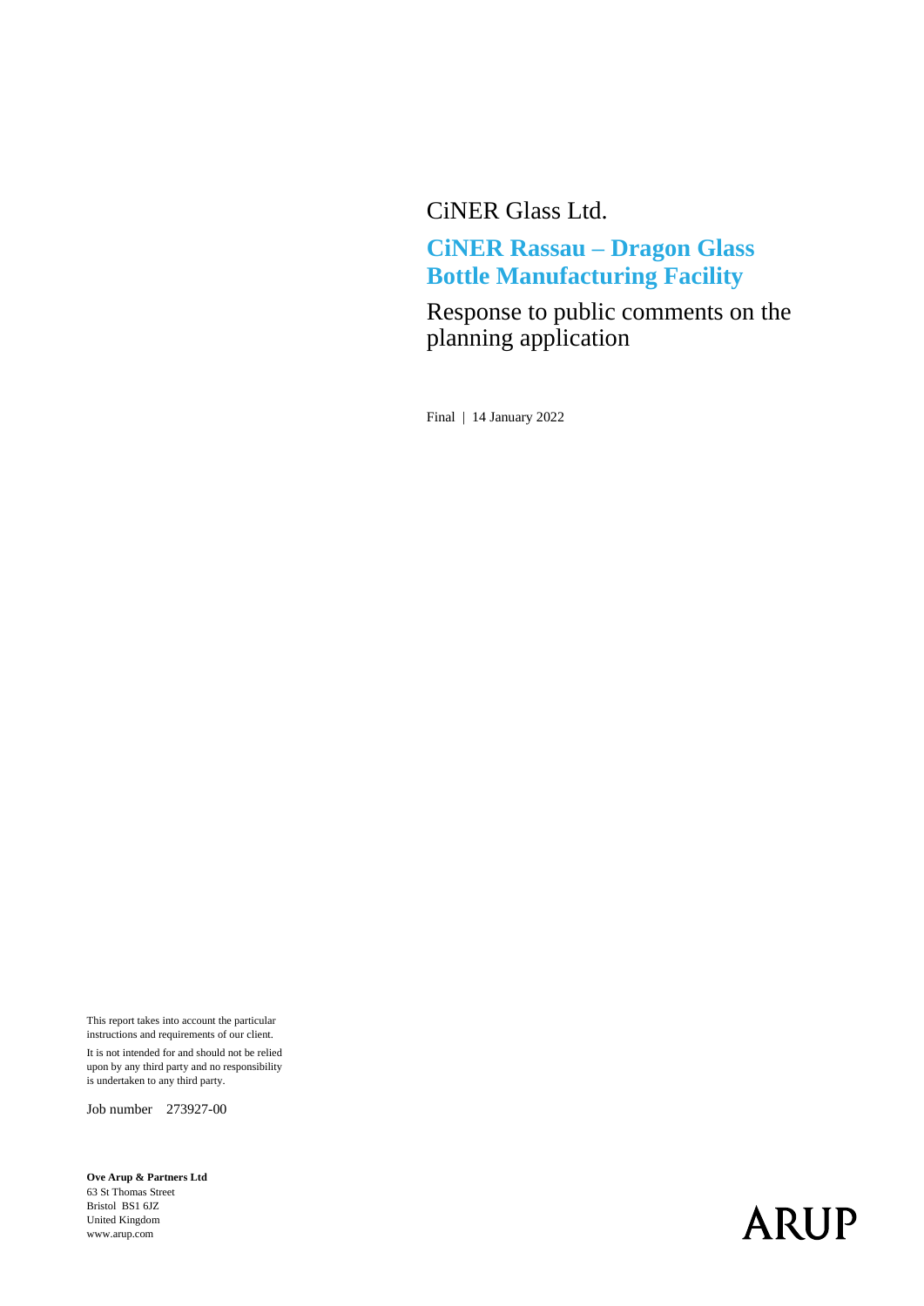CiNER Glass Ltd.

# CiNER Rassau – Dragon Glass Bottle Manufacturing Facility

## Response to public comments on the planning application

Final | 14 January 2022

This report takes into account the particular instructions and requirements of our client.

It is not intended for and should not be relied upon by any third party and no responsibility is undertaken to any third party.

Job number 273927-00

**Ove Arup & Partners Ltd**
63 St Thomas Street
Bristol BS1 6JZ
United Kingdom
www.arup.com

ARUP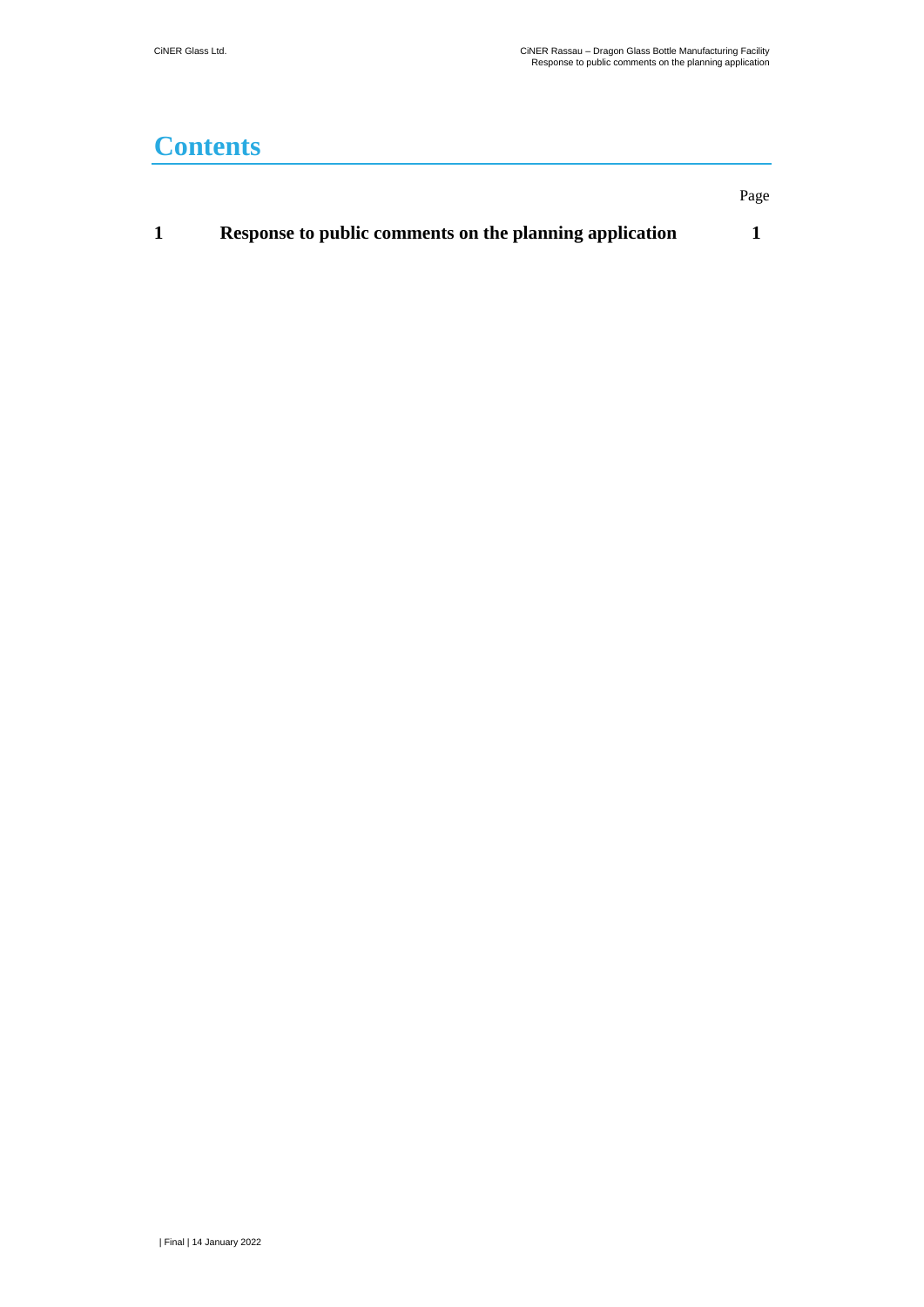# Contents

| | | Page |
|---|---|---|
| **1** | **Response to public comments on the planning application** | **1** |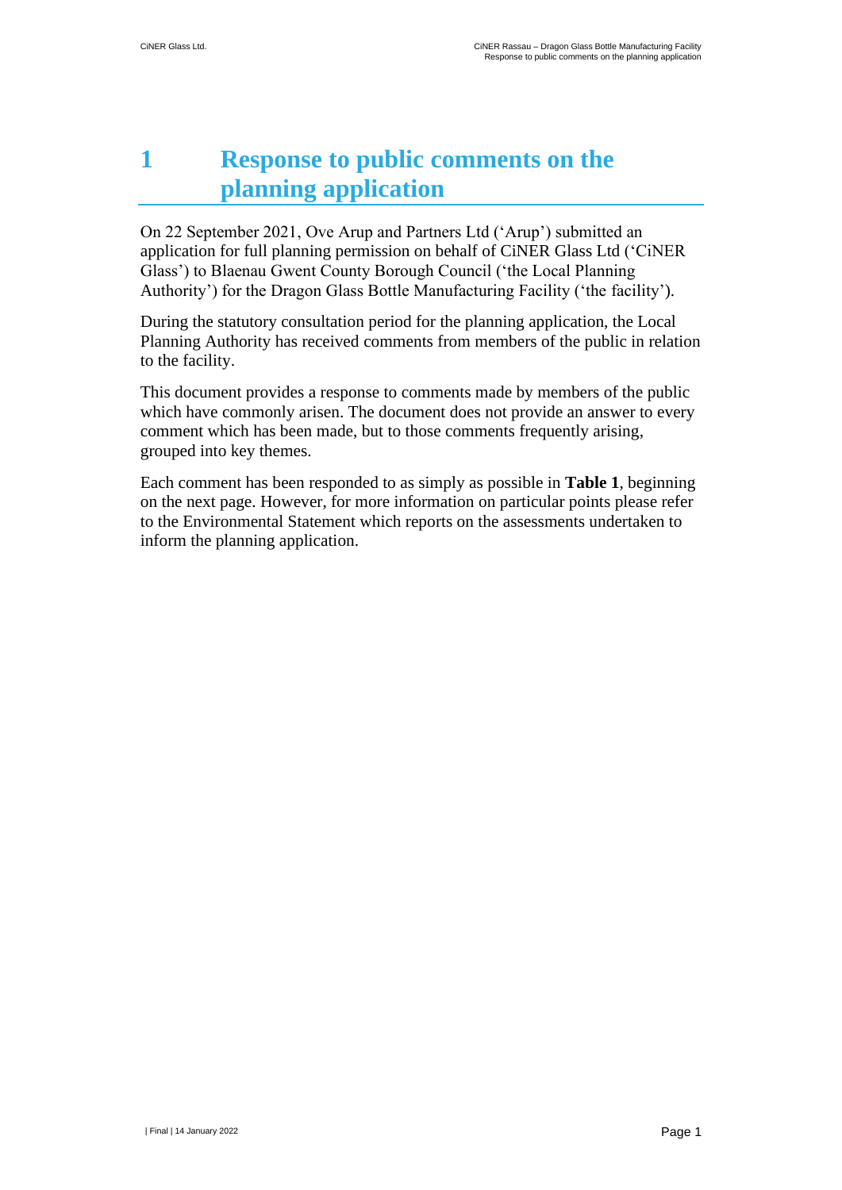# 1 Response to public comments on the planning application

On 22 September 2021, Ove Arup and Partners Ltd ('Arup') submitted an application for full planning permission on behalf of CiNER Glass Ltd ('CiNER Glass') to Blaenau Gwent County Borough Council ('the Local Planning Authority') for the Dragon Glass Bottle Manufacturing Facility ('the facility').

During the statutory consultation period for the planning application, the Local Planning Authority has received comments from members of the public in relation to the facility.

This document provides a response to comments made by members of the public which have commonly arisen. The document does not provide an answer to every comment which has been made, but to those comments frequently arising, grouped into key themes.

Each comment has been responded to as simply as possible in **Table 1**, beginning on the next page. However, for more information on particular points please refer to the Environmental Statement which reports on the assessments undertaken to inform the planning application.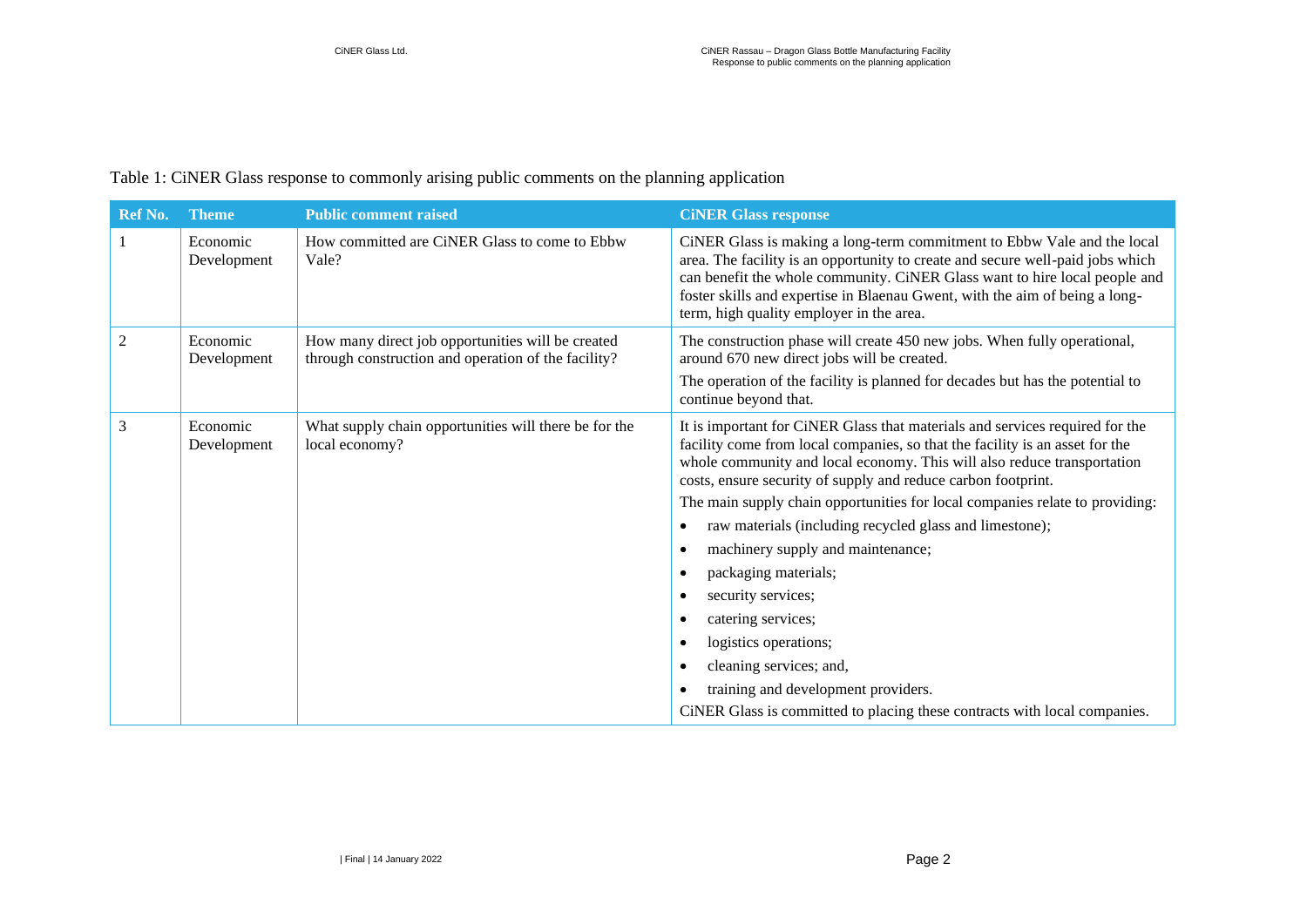Table 1: CiNER Glass response to commonly arising public comments on the planning application

| Ref No. | Theme | Public comment raised | CiNER Glass response |
|---|---|---|---|
| 1 | Economic Development | How committed are CiNER Glass to come to Ebbw Vale? | CiNER Glass is making a long-term commitment to Ebbw Vale and the local area. The facility is an opportunity to create and secure well-paid jobs which can benefit the whole community. CiNER Glass want to hire local people and foster skills and expertise in Blaenau Gwent, with the aim of being a long-term, high quality employer in the area. |
| 2 | Economic Development | How many direct job opportunities will be created through construction and operation of the facility? | The construction phase will create 450 new jobs. When fully operational, around 670 new direct jobs will be created.<br>The operation of the facility is planned for decades but has the potential to continue beyond that. |
| 3 | Economic Development | What supply chain opportunities will there be for the local economy? | It is important for CiNER Glass that materials and services required for the facility come from local companies, so that the facility is an asset for the whole community and local economy. This will also reduce transportation costs, ensure security of supply and reduce carbon footprint.<br>The main supply chain opportunities for local companies relate to providing:<br>• raw materials (including recycled glass and limestone);<br>• machinery supply and maintenance;<br>• packaging materials;<br>• security services;<br>• catering services;<br>• logistics operations;<br>• cleaning services; and,<br>• training and development providers.<br>CiNER Glass is committed to placing these contracts with local companies. |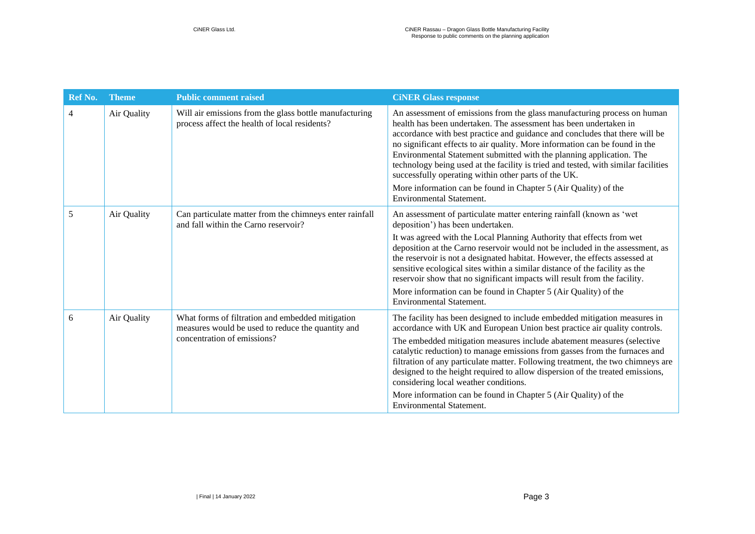| Ref No. | Theme | Public comment raised | CiNER Glass response |
| --- | --- | --- | --- |
| 4 | Air Quality | Will air emissions from the glass bottle manufacturing process affect the health of local residents? | An assessment of emissions from the glass manufacturing process on human health has been undertaken. The assessment has been undertaken in accordance with best practice and guidance and concludes that there will be no significant effects to air quality. More information can be found in the Environmental Statement submitted with the planning application. The technology being used at the facility is tried and tested, with similar facilities successfully operating within other parts of the UK.<br><br>More information can be found in Chapter 5 (Air Quality) of the Environmental Statement. |
| 5 | Air Quality | Can particulate matter from the chimneys enter rainfall and fall within the Carno reservoir? | An assessment of particulate matter entering rainfall (known as 'wet deposition') has been undertaken.<br><br>It was agreed with the Local Planning Authority that effects from wet deposition at the Carno reservoir would not be included in the assessment, as the reservoir is not a designated habitat. However, the effects assessed at sensitive ecological sites within a similar distance of the facility as the reservoir show that no significant impacts will result from the facility.<br><br>More information can be found in Chapter 5 (Air Quality) of the Environmental Statement. |
| 6 | Air Quality | What forms of filtration and embedded mitigation measures would be used to reduce the quantity and concentration of emissions? | The facility has been designed to include embedded mitigation measures in accordance with UK and European Union best practice air quality controls.<br><br>The embedded mitigation measures include abatement measures (selective catalytic reduction) to manage emissions from gasses from the furnaces and filtration of any particulate matter. Following treatment, the two chimneys are designed to the height required to allow dispersion of the treated emissions, considering local weather conditions.<br><br>More information can be found in Chapter 5 (Air Quality) of the Environmental Statement. |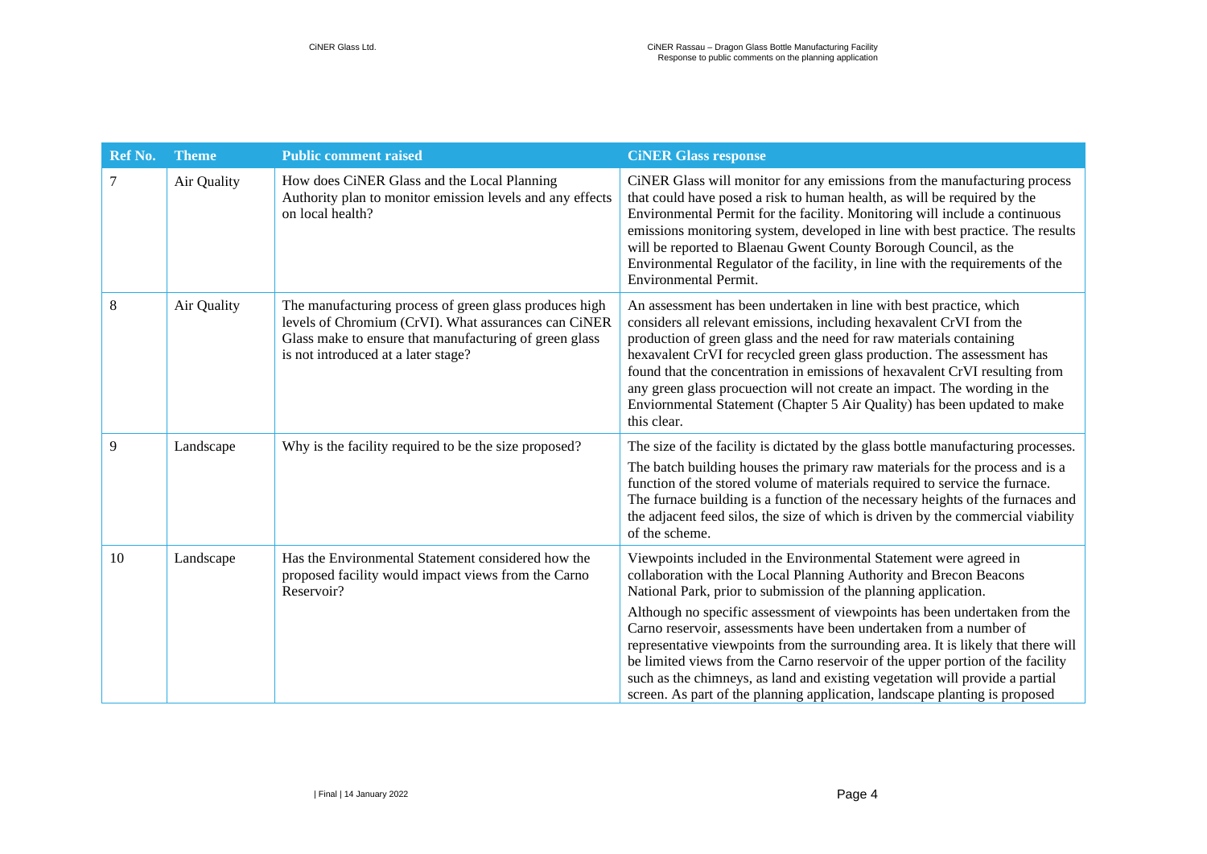| Ref No. | Theme | Public comment raised | CiNER Glass response |
|---|---|---|---|
| 7 | Air Quality | How does CiNER Glass and the Local Planning Authority plan to monitor emission levels and any effects on local health? | CiNER Glass will monitor for any emissions from the manufacturing process that could have posed a risk to human health, as will be required by the Environmental Permit for the facility. Monitoring will include a continuous emissions monitoring system, developed in line with best practice. The results will be reported to Blaenau Gwent County Borough Council, as the Environmental Regulator of the facility, in line with the requirements of the Environmental Permit. |
| 8 | Air Quality | The manufacturing process of green glass produces high levels of Chromium (CrVI). What assurances can CiNER Glass make to ensure that manufacturing of green glass is not introduced at a later stage? | An assessment has been undertaken in line with best practice, which considers all relevant emissions, including hexavalent CrVI from the production of green glass and the need for raw materials containing hexavalent CrVI for recycled green glass production. The assessment has found that the concentration in emissions of hexavalent CrVI resulting from any green glass procuection will not create an impact. The wording in the Enviornmental Statement (Chapter 5 Air Quality) has been updated to make this clear. |
| 9 | Landscape | Why is the facility required to be the size proposed? | The size of the facility is dictated by the glass bottle manufacturing processes.<br><br>The batch building houses the primary raw materials for the process and is a function of the stored volume of materials required to service the furnace. The furnace building is a function of the necessary heights of the furnaces and the adjacent feed silos, the size of which is driven by the commercial viability of the scheme. |
| 10 | Landscape | Has the Environmental Statement considered how the proposed facility would impact views from the Carno Reservoir? | Viewpoints included in the Environmental Statement were agreed in collaboration with the Local Planning Authority and Brecon Beacons National Park, prior to submission of the planning application.<br><br>Although no specific assessment of viewpoints has been undertaken from the Carno reservoir, assessments have been undertaken from a number of representative viewpoints from the surrounding area. It is likely that there will be limited views from the Carno reservoir of the upper portion of the facility such as the chimneys, as land and existing vegetation will provide a partial screen. As part of the planning application, landscape planting is proposed |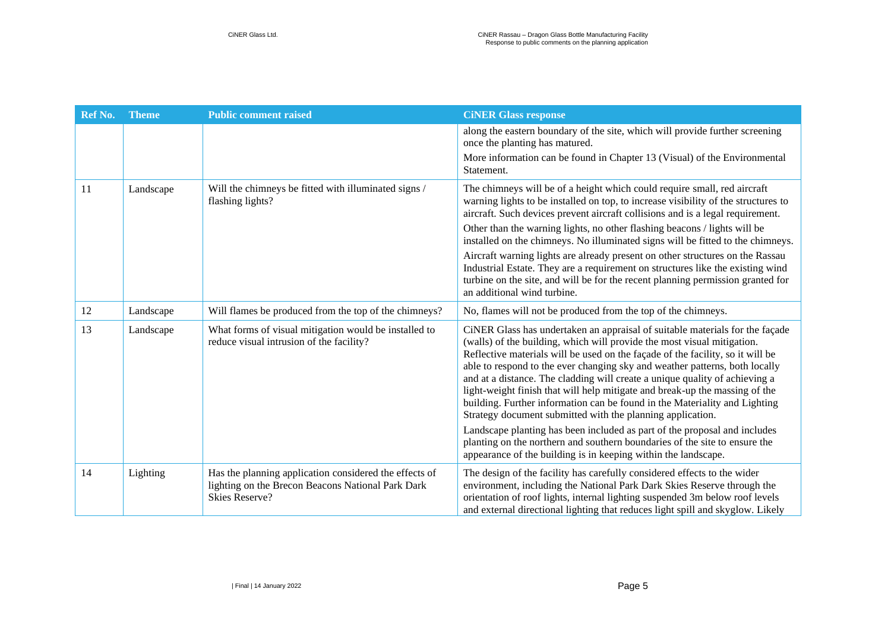| Ref No. | Theme | Public comment raised | CiNER Glass response |
|---|---|---|---|
| | | | along the eastern boundary of the site, which will provide further screening once the planting has matured.<br><br>More information can be found in Chapter 13 (Visual) of the Environmental Statement. |
| 11 | Landscape | Will the chimneys be fitted with illuminated signs / flashing lights? | The chimneys will be of a height which could require small, red aircraft warning lights to be installed on top, to increase visibility of the structures to aircraft. Such devices prevent aircraft collisions and is a legal requirement.<br><br>Other than the warning lights, no other flashing beacons / lights will be installed on the chimneys. No illuminated signs will be fitted to the chimneys.<br><br>Aircraft warning lights are already present on other structures on the Rassau Industrial Estate. They are a requirement on structures like the existing wind turbine on the site, and will be for the recent planning permission granted for an additional wind turbine. |
| 12 | Landscape | Will flames be produced from the top of the chimneys? | No, flames will not be produced from the top of the chimneys. |
| 13 | Landscape | What forms of visual mitigation would be installed to reduce visual intrusion of the facility? | CiNER Glass has undertaken an appraisal of suitable materials for the façade (walls) of the building, which will provide the most visual mitigation. Reflective materials will be used on the façade of the facility, so it will be able to respond to the ever changing sky and weather patterns, both locally and at a distance. The cladding will create a unique quality of achieving a light-weight finish that will help mitigate and break-up the massing of the building. Further information can be found in the Materiality and Lighting Strategy document submitted with the planning application.<br><br>Landscape planting has been included as part of the proposal and includes planting on the northern and southern boundaries of the site to ensure the appearance of the building is in keeping within the landscape. |
| 14 | Lighting | Has the planning application considered the effects of lighting on the Brecon Beacons National Park Dark Skies Reserve? | The design of the facility has carefully considered effects to the wider environment, including the National Park Dark Skies Reserve through the orientation of roof lights, internal lighting suspended 3m below roof levels and external directional lighting that reduces light spill and skyglow. Likely |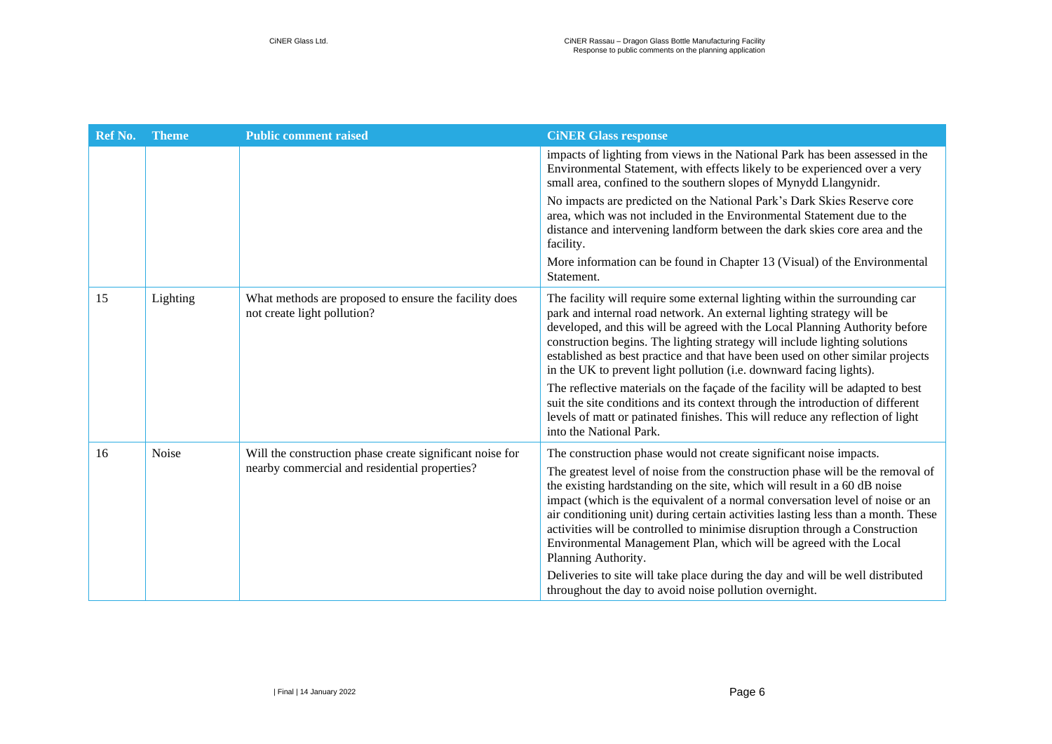| Ref No. | Theme | Public comment raised | CiNER Glass response |
|---|---|---|---|
| | | | impacts of lighting from views in the National Park has been assessed in the Environmental Statement, with effects likely to be experienced over a very small area, confined to the southern slopes of Mynydd Llangynidr.<br><br>No impacts are predicted on the National Park's Dark Skies Reserve core area, which was not included in the Environmental Statement due to the distance and intervening landform between the dark skies core area and the facility.<br><br>More information can be found in Chapter 13 (Visual) of the Environmental Statement. |
| 15 | Lighting | What methods are proposed to ensure the facility does not create light pollution? | The facility will require some external lighting within the surrounding car park and internal road network. An external lighting strategy will be developed, and this will be agreed with the Local Planning Authority before construction begins. The lighting strategy will include lighting solutions established as best practice and that have been used on other similar projects in the UK to prevent light pollution (i.e. downward facing lights).<br><br>The reflective materials on the façade of the facility will be adapted to best suit the site conditions and its context through the introduction of different levels of matt or patinated finishes. This will reduce any reflection of light into the National Park. |
| 16 | Noise | Will the construction phase create significant noise for nearby commercial and residential properties? | The construction phase would not create significant noise impacts.<br><br>The greatest level of noise from the construction phase will be the removal of the existing hardstanding on the site, which will result in a 60 dB noise impact (which is the equivalent of a normal conversation level of noise or an air conditioning unit) during certain activities lasting less than a month. These activities will be controlled to minimise disruption through a Construction Environmental Management Plan, which will be agreed with the Local Planning Authority.<br><br>Deliveries to site will take place during the day and will be well distributed throughout the day to avoid noise pollution overnight. |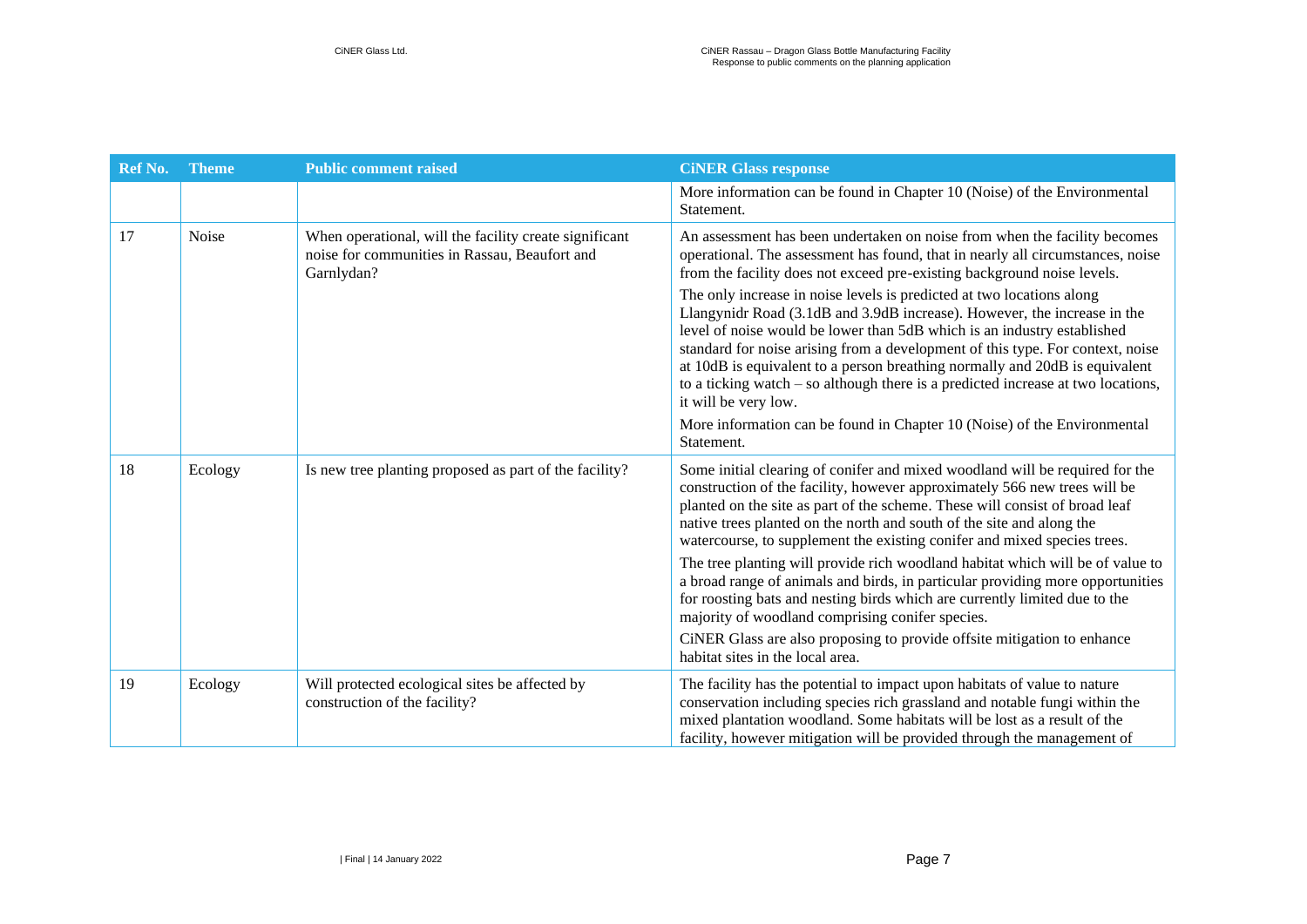| Ref No. | Theme | Public comment raised | CiNER Glass response |
|---|---|---|---|
| | | | More information can be found in Chapter 10 (Noise) of the Environmental Statement. |
| 17 | Noise | When operational, will the facility create significant noise for communities in Rassau, Beaufort and Garnlydan? | An assessment has been undertaken on noise from when the facility becomes operational. The assessment has found, that in nearly all circumstances, noise from the facility does not exceed pre-existing background noise levels.<br><br>The only increase in noise levels is predicted at two locations along Llangynidr Road (3.1dB and 3.9dB increase). However, the increase in the level of noise would be lower than 5dB which is an industry established standard for noise arising from a development of this type. For context, noise at 10dB is equivalent to a person breathing normally and 20dB is equivalent to a ticking watch – so although there is a predicted increase at two locations, it will be very low.<br><br>More information can be found in Chapter 10 (Noise) of the Environmental Statement. |
| 18 | Ecology | Is new tree planting proposed as part of the facility? | Some initial clearing of conifer and mixed woodland will be required for the construction of the facility, however approximately 566 new trees will be planted on the site as part of the scheme. These will consist of broad leaf native trees planted on the north and south of the site and along the watercourse, to supplement the existing conifer and mixed species trees.<br><br>The tree planting will provide rich woodland habitat which will be of value to a broad range of animals and birds, in particular providing more opportunities for roosting bats and nesting birds which are currently limited due to the majority of woodland comprising conifer species.<br><br>CiNER Glass are also proposing to provide offsite mitigation to enhance habitat sites in the local area. |
| 19 | Ecology | Will protected ecological sites be affected by construction of the facility? | The facility has the potential to impact upon habitats of value to nature conservation including species rich grassland and notable fungi within the mixed plantation woodland. Some habitats will be lost as a result of the facility, however mitigation will be provided through the management of |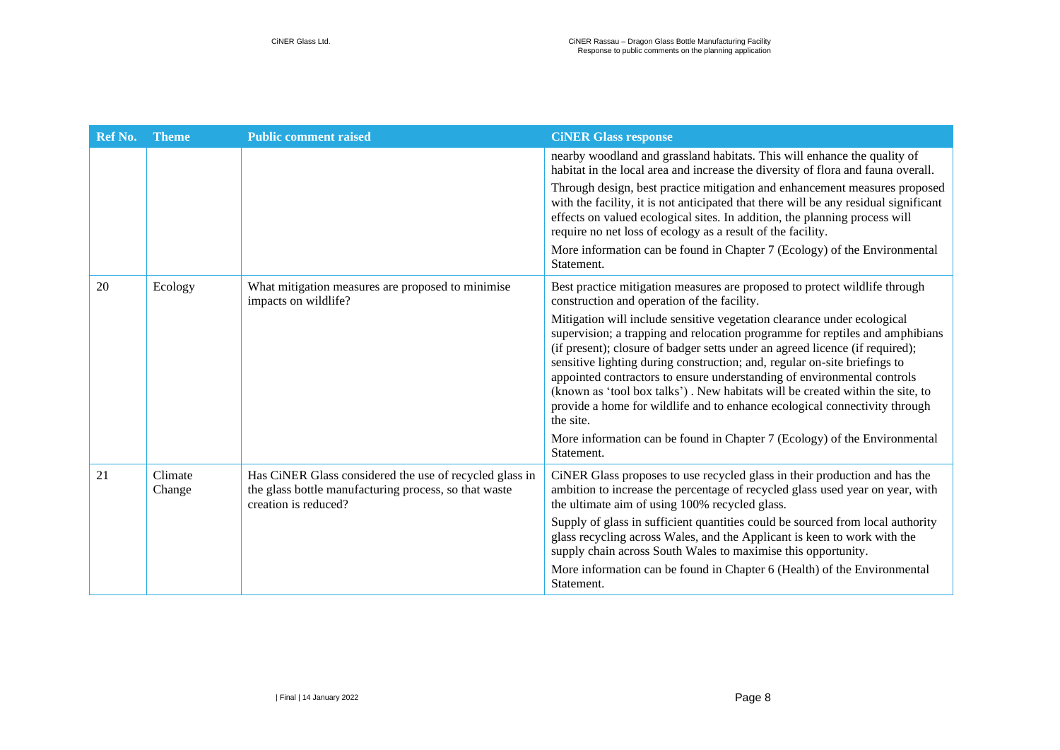| Ref No. | Theme | Public comment raised | CiNER Glass response |
|---|---|---|---|
| | | | nearby woodland and grassland habitats. This will enhance the quality of habitat in the local area and increase the diversity of flora and fauna overall.<br><br>Through design, best practice mitigation and enhancement measures proposed with the facility, it is not anticipated that there will be any residual significant effects on valued ecological sites. In addition, the planning process will require no net loss of ecology as a result of the facility.<br><br>More information can be found in Chapter 7 (Ecology) of the Environmental Statement. |
| 20 | Ecology | What mitigation measures are proposed to minimise impacts on wildlife? | Best practice mitigation measures are proposed to protect wildlife through construction and operation of the facility.<br><br>Mitigation will include sensitive vegetation clearance under ecological supervision; a trapping and relocation programme for reptiles and amphibians (if present); closure of badger setts under an agreed licence (if required); sensitive lighting during construction; and, regular on-site briefings to appointed contractors to ensure understanding of environmental controls (known as 'tool box talks') . New habitats will be created within the site, to provide a home for wildlife and to enhance ecological connectivity through the site.<br><br>More information can be found in Chapter 7 (Ecology) of the Environmental Statement. |
| 21 | Climate Change | Has CiNER Glass considered the use of recycled glass in the glass bottle manufacturing process, so that waste creation is reduced? | CiNER Glass proposes to use recycled glass in their production and has the ambition to increase the percentage of recycled glass used year on year, with the ultimate aim of using 100% recycled glass.<br><br>Supply of glass in sufficient quantities could be sourced from local authority glass recycling across Wales, and the Applicant is keen to work with the supply chain across South Wales to maximise this opportunity.<br><br>More information can be found in Chapter 6 (Health) of the Environmental Statement. |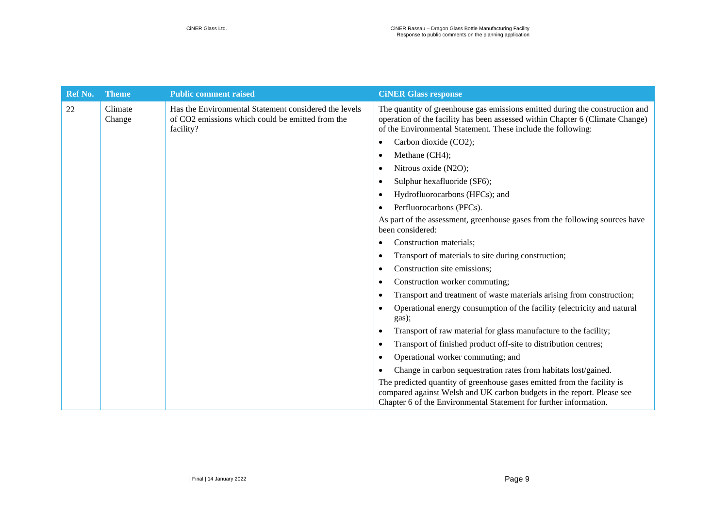| Ref No. | Theme | Public comment raised | CiNER Glass response |
|---|---|---|---|
| 22 | Climate Change | Has the Environmental Statement considered the levels of $CO_2$ emissions which could be emitted from the facility? | The quantity of greenhouse gas emissions emitted during the construction and operation of the facility has been assessed within Chapter 6 (Climate Change) of the Environmental Statement. These include the following:<br>• Carbon dioxide ($CO_2$);<br>• Methane ($CH_4$);<br>• Nitrous oxide ($N_2O$);<br>• Sulphur hexafluoride ($SF_6$);<br>• Hydrofluorocarbons (HFCs); and<br>• Perfluorocarbons (PFCs).<br>As part of the assessment, greenhouse gases from the following sources have been considered:<br>• Construction materials;<br>• Transport of materials to site during construction;<br>• Construction site emissions;<br>• Construction worker commuting;<br>• Transport and treatment of waste materials arising from construction;<br>• Operational energy consumption of the facility (electricity and natural gas);<br>• Transport of raw material for glass manufacture to the facility;<br>• Transport of finished product off-site to distribution centres;<br>• Operational worker commuting; and<br>• Change in carbon sequestration rates from habitats lost/gained.<br>The predicted quantity of greenhouse gases emitted from the facility is compared against Welsh and UK carbon budgets in the report. Please see Chapter 6 of the Environmental Statement for further information. |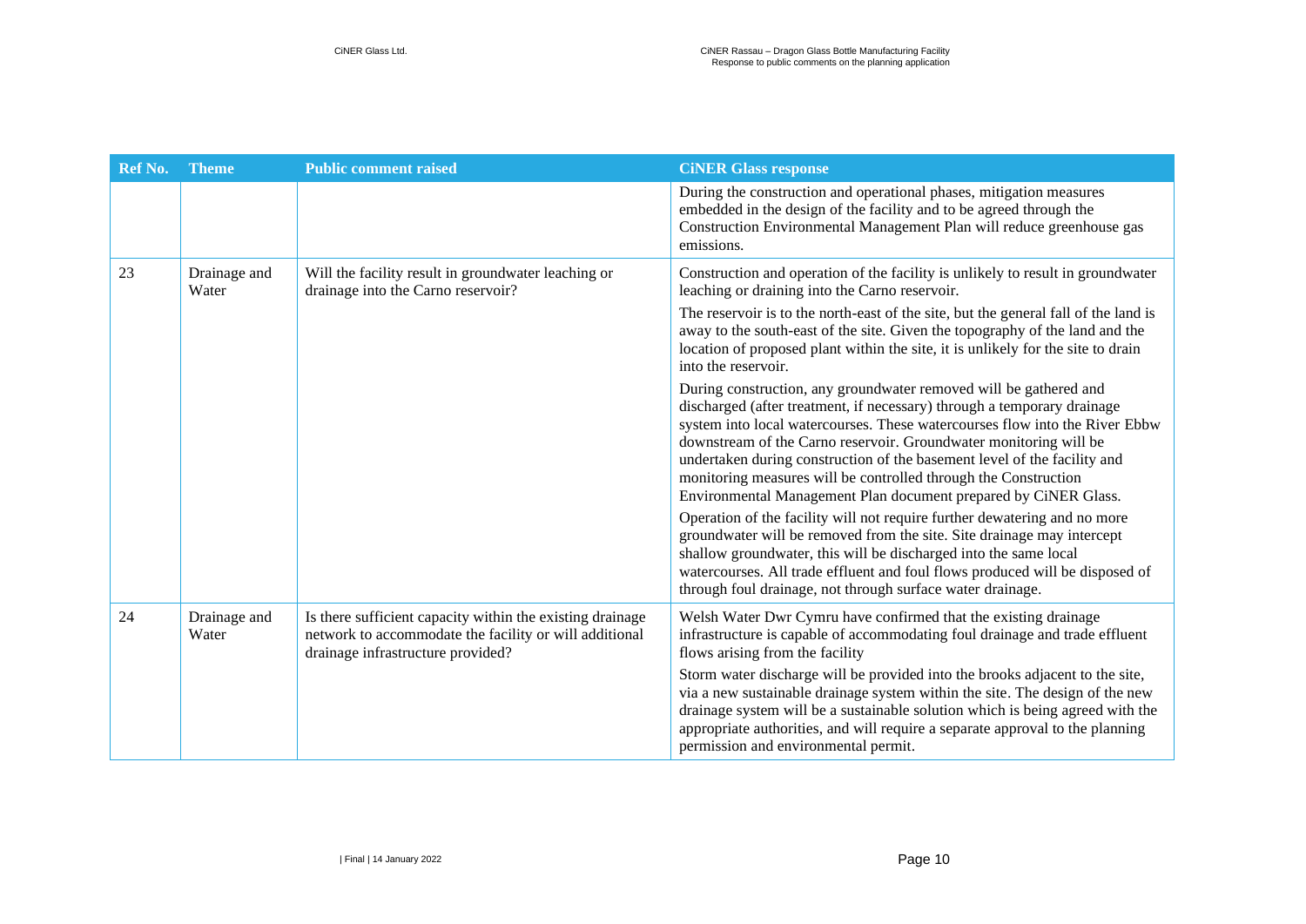| Ref No. | Theme | Public comment raised | CiNER Glass response |
|---|---|---|---|
| | | | During the construction and operational phases, mitigation measures embedded in the design of the facility and to be agreed through the Construction Environmental Management Plan will reduce greenhouse gas emissions. |
| 23 | Drainage and Water | Will the facility result in groundwater leaching or drainage into the Carno reservoir? | Construction and operation of the facility is unlikely to result in groundwater leaching or draining into the Carno reservoir.<br><br>The reservoir is to the north-east of the site, but the general fall of the land is away to the south-east of the site. Given the topography of the land and the location of proposed plant within the site, it is unlikely for the site to drain into the reservoir.<br><br>During construction, any groundwater removed will be gathered and discharged (after treatment, if necessary) through a temporary drainage system into local watercourses. These watercourses flow into the River Ebbw downstream of the Carno reservoir. Groundwater monitoring will be undertaken during construction of the basement level of the facility and monitoring measures will be controlled through the Construction Environmental Management Plan document prepared by CiNER Glass.<br><br>Operation of the facility will not require further dewatering and no more groundwater will be removed from the site. Site drainage may intercept shallow groundwater, this will be discharged into the same local watercourses. All trade effluent and foul flows produced will be disposed of through foul drainage, not through surface water drainage. |
| 24 | Drainage and Water | Is there sufficient capacity within the existing drainage network to accommodate the facility or will additional drainage infrastructure provided? | Welsh Water Dwr Cymru have confirmed that the existing drainage infrastructure is capable of accommodating foul drainage and trade effluent flows arising from the facility<br><br>Storm water discharge will be provided into the brooks adjacent to the site, via a new sustainable drainage system within the site. The design of the new drainage system will be a sustainable solution which is being agreed with the appropriate authorities, and will require a separate approval to the planning permission and environmental permit. |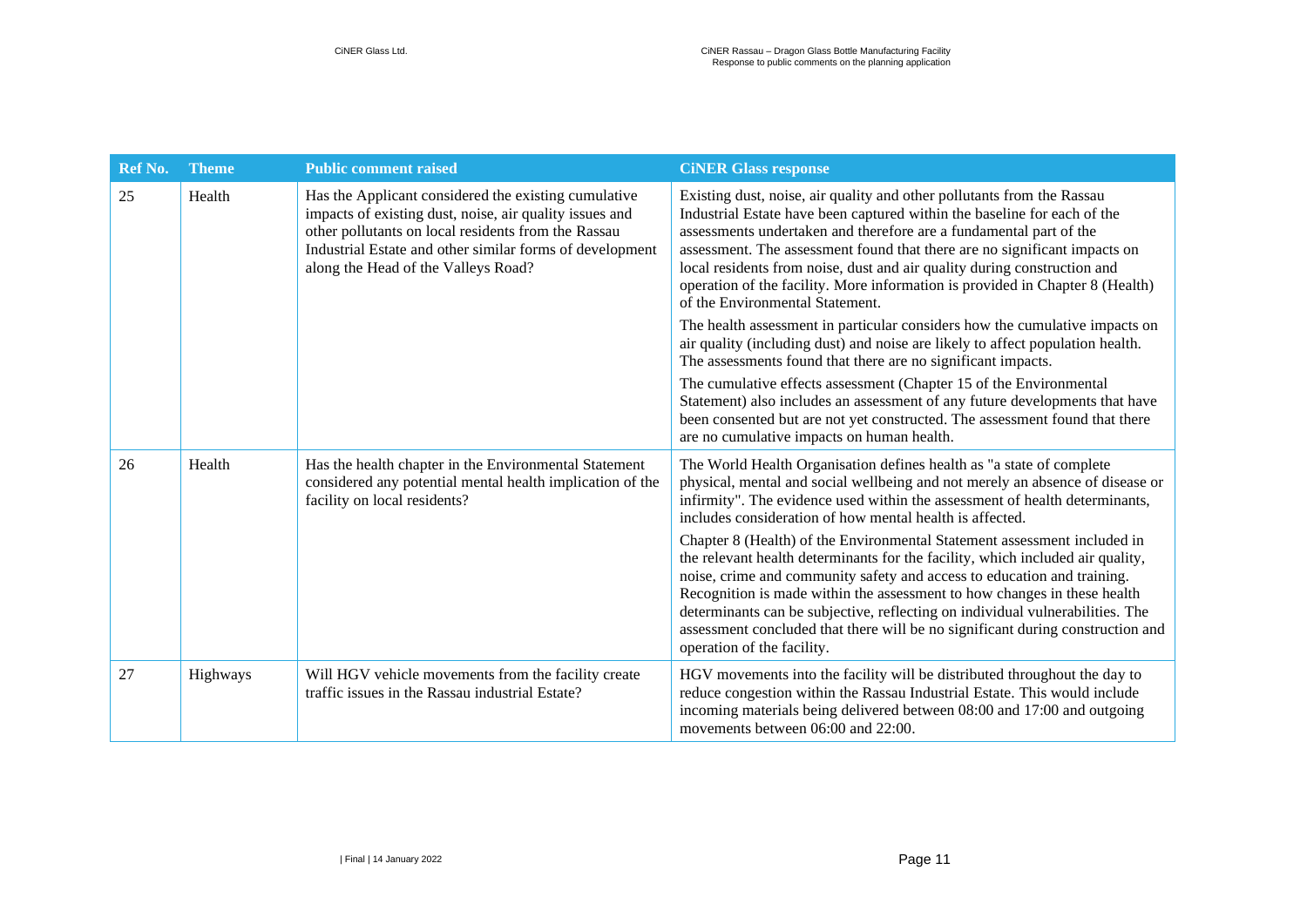| Ref No. | Theme | Public comment raised | CiNER Glass response |
|---|---|---|---|
| 25 | Health | Has the Applicant considered the existing cumulative impacts of existing dust, noise, air quality issues and other pollutants on local residents from the Rassau Industrial Estate and other similar forms of development along the Head of the Valleys Road? | Existing dust, noise, air quality and other pollutants from the Rassau Industrial Estate have been captured within the baseline for each of the assessments undertaken and therefore are a fundamental part of the assessment. The assessment found that there are no significant impacts on local residents from noise, dust and air quality during construction and operation of the facility. More information is provided in Chapter 8 (Health) of the Environmental Statement.<br><br>The health assessment in particular considers how the cumulative impacts on air quality (including dust) and noise are likely to affect population health. The assessments found that there are no significant impacts.<br><br>The cumulative effects assessment (Chapter 15 of the Environmental Statement) also includes an assessment of any future developments that have been consented but are not yet constructed. The assessment found that there are no cumulative impacts on human health. |
| 26 | Health | Has the health chapter in the Environmental Statement considered any potential mental health implication of the facility on local residents? | The World Health Organisation defines health as "a state of complete physical, mental and social wellbeing and not merely an absence of disease or infirmity". The evidence used within the assessment of health determinants, includes consideration of how mental health is affected.<br><br>Chapter 8 (Health) of the Environmental Statement assessment included in the relevant health determinants for the facility, which included air quality, noise, crime and community safety and access to education and training. Recognition is made within the assessment to how changes in these health determinants can be subjective, reflecting on individual vulnerabilities. The assessment concluded that there will be no significant during construction and operation of the facility. |
| 27 | Highways | Will HGV vehicle movements from the facility create traffic issues in the Rassau industrial Estate? | HGV movements into the facility will be distributed throughout the day to reduce congestion within the Rassau Industrial Estate. This would include incoming materials being delivered between 08:00 and 17:00 and outgoing movements between 06:00 and 22:00. |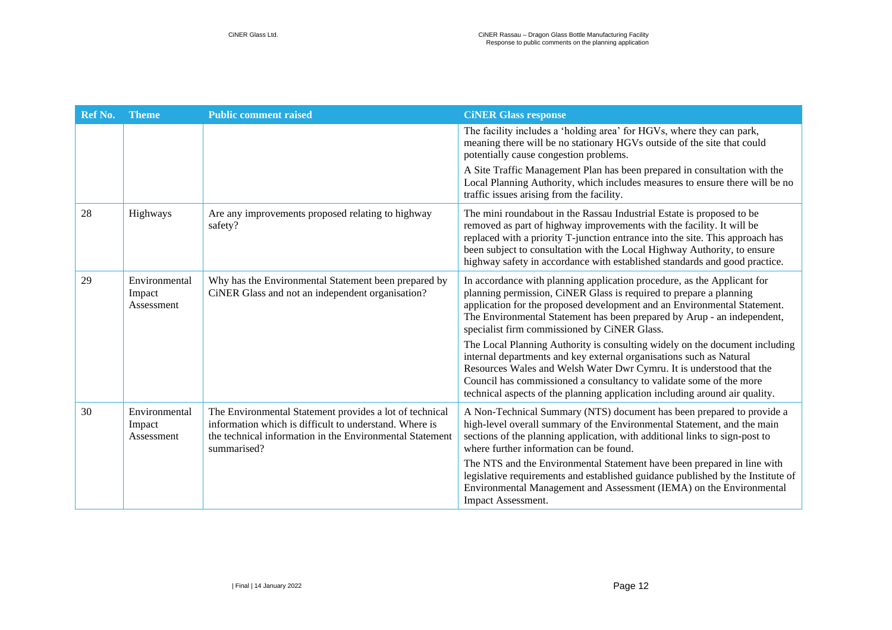| Ref No. | Theme | Public comment raised | CiNER Glass response |
|---|---|---|---|
| | | | The facility includes a 'holding area' for HGVs, where they can park, meaning there will be no stationary HGVs outside of the site that could potentially cause congestion problems.<br><br>A Site Traffic Management Plan has been prepared in consultation with the Local Planning Authority, which includes measures to ensure there will be no traffic issues arising from the facility. |
| 28 | Highways | Are any improvements proposed relating to highway safety? | The mini roundabout in the Rassau Industrial Estate is proposed to be removed as part of highway improvements with the facility. It will be replaced with a priority T-junction entrance into the site. This approach has been subject to consultation with the Local Highway Authority, to ensure highway safety in accordance with established standards and good practice. |
| 29 | Environmental Impact Assessment | Why has the Environmental Statement been prepared by CiNER Glass and not an independent organisation? | In accordance with planning application procedure, as the Applicant for planning permission, CiNER Glass is required to prepare a planning application for the proposed development and an Environmental Statement. The Environmental Statement has been prepared by Arup - an independent, specialist firm commissioned by CiNER Glass.<br><br>The Local Planning Authority is consulting widely on the document including internal departments and key external organisations such as Natural Resources Wales and Welsh Water Dwr Cymru. It is understood that the Council has commissioned a consultancy to validate some of the more technical aspects of the planning application including around air quality. |
| 30 | Environmental Impact Assessment | The Environmental Statement provides a lot of technical information which is difficult to understand. Where is the technical information in the Environmental Statement summarised? | A Non-Technical Summary (NTS) document has been prepared to provide a high-level overall summary of the Environmental Statement, and the main sections of the planning application, with additional links to sign-post to where further information can be found.<br><br>The NTS and the Environmental Statement have been prepared in line with legislative requirements and established guidance published by the Institute of Environmental Management and Assessment (IEMA) on the Environmental Impact Assessment. |